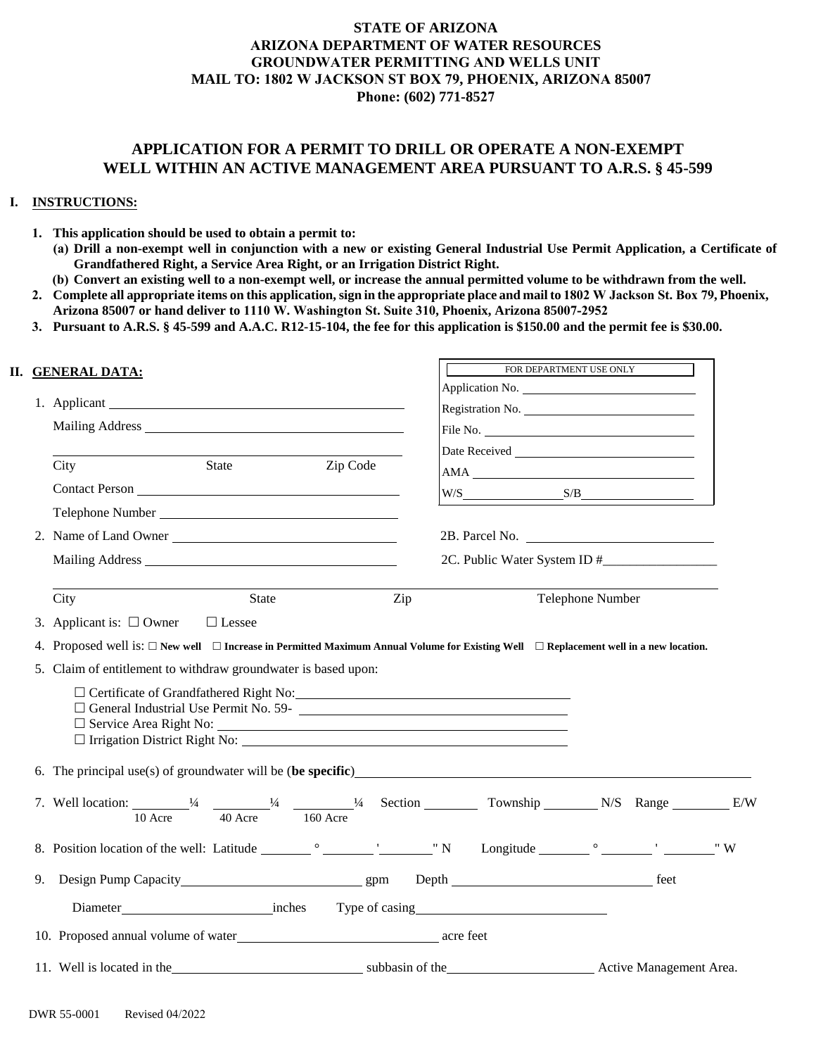**STATE OF ARIZONA**
**ARIZONA DEPARTMENT OF WATER RESOURCES**
**GROUNDWATER PERMITTING AND WELLS UNIT**
**MAIL TO: 1802 W JACKSON ST BOX 79, PHOENIX, ARIZONA 85007**
**Phone: (602) 771-8527**

# APPLICATION FOR A PERMIT TO DRILL OR OPERATE A NON-EXEMPT WELL WITHIN AN ACTIVE MANAGEMENT AREA PURSUANT TO A.R.S. § 45-599

## I. INSTRUCTIONS:

1. **This application should be used to obtain a permit to:**
   **(a) Drill a non-exempt well in conjunction with a new or existing General Industrial Use Permit Application, a Certificate of Grandfathered Right, a Service Area Right, or an Irrigation District Right.**
   **(b) Convert an existing well to a non-exempt well, or increase the annual permitted volume to be withdrawn from the well.**
2. **Complete all appropriate items on this application, sign in the appropriate place and mail to 1802 W Jackson St. Box 79, Phoenix, Arizona 85007 or hand deliver to 1110 W. Washington St. Suite 310, Phoenix, Arizona 85007-2952**
3. **Pursuant to A.R.S. § 45-599 and A.A.C. R12-15-104, the fee for this application is $150.00 and the permit fee is $30.00.**

## II. GENERAL DATA:

| FOR DEPARTMENT USE ONLY |
|---|
| Application No. ______________ |
| Registration No. ______________ |
| File No. ______________ |
| Date Received ______________ |
| AMA ______________ |
| W/S ________ S/B ________ |

1. Applicant ______________________________
   Mailing Address ______________________________
   ______________________________
   City State Zip Code
   Contact Person ______________________________
   Telephone Number ______________________________
2. Name of Land Owner ______________________________ 2B. Parcel No. ______________
   Mailing Address ______________________________ 2C. Public Water System ID #______________
   ______________________________
   City State Zip Telephone Number
3. Applicant is: ☐ Owner ☐ Lessee
4. Proposed well is: ☐ **New well** ☐ **Increase in Permitted Maximum Annual Volume for Existing Well** ☐ **Replacement well in a new location.**
5. Claim of entitlement to withdraw groundwater is based upon:

   ☐ Certificate of Grandfathered Right No: ______________________________
   ☐ General Industrial Use Permit No. 59- ______________________________
   ☐ Service Area Right No: ______________________________
   ☐ Irrigation District Right No: ______________________________

6. The principal use(s) of groundwater will be (**be specific**) ______________________________
7. Well location: ______ ¼ (10 Acre) ______ ¼ (40 Acre) ______ ¼ (160 Acre) Section ______ Township ______ N/S Range ______ E/W
8. Position location of the well: Latitude ______ ° ______ ' ______ " N Longitude ______ ° ______ ' ______ " W
9. Design Pump Capacity ______________ gpm Depth ______________ feet
   Diameter ______________ inches Type of casing ______________
10. Proposed annual volume of water ______________ acre feet
11. Well is located in the ______________ subbasin of the ______________ Active Management Area.

DWR 55-0001 Revised 04/2022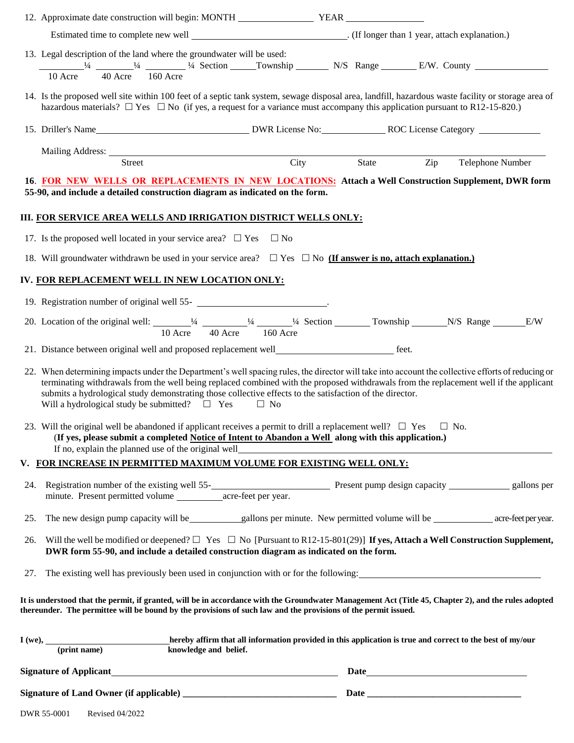12. Approximate date construction will begin: MONTH ________________ YEAR ________________

    Estimated time to complete new well ________________________________. (If longer than 1 year, attach explanation.)

13. Legal description of the land where the groundwater will be used:
    ________ ¼ ________ ¼ ________ ¼ Section ______ Township ________ N/S Range ________ E/W. County ________________
    10 Acre    40 Acre    160 Acre

14. Is the proposed well site within 100 feet of a septic tank system, sewage disposal area, landfill, hazardous waste facility or storage area of hazardous materials? ☐ Yes ☐ No (if yes, a request for a variance must accompany this application pursuant to R12-15-820.)

15. Driller's Name________________________________ DWR License No:______________ ROC License Category ______________

    Mailing Address: ________________________________________________________________________________
    Street    City    State    Zip    Telephone Number

**16. FOR NEW WELLS OR REPLACEMENTS IN NEW LOCATIONS: Attach a Well Construction Supplement, DWR form 55-90, and include a detailed construction diagram as indicated on the form.**

## III. FOR SERVICE AREA WELLS AND IRRIGATION DISTRICT WELLS ONLY:

17. Is the proposed well located in your service area? ☐ Yes ☐ No

18. Will groundwater withdrawn be used in your service area? ☐ Yes ☐ No **(If answer is no, attach explanation.)**

## IV. FOR REPLACEMENT WELL IN NEW LOCATION ONLY:

19. Registration number of original well 55- ____________________________.

20. Location of the original well: ________ ¼ ________ ¼ ________ ¼ Section ________ Township ________ N/S Range ________ E/W
    10 Acre    40 Acre    160 Acre

21. Distance between original well and proposed replacement well__________________________ feet.

22. When determining impacts under the Department's well spacing rules, the director will take into account the collective efforts of reducing or terminating withdrawals from the well being replaced combined with the proposed withdrawals from the replacement well if the applicant submits a hydrological study demonstrating those collective effects to the satisfaction of the director.
    Will a hydrological study be submitted? ☐ Yes ☐ No

23. Will the original well be abandoned if applicant receives a permit to drill a replacement well? ☐ Yes ☐ No.
    (**If yes, please submit a completed Notice of Intent to Abandon a Well along with this application.)**
    If no, explain the planned use of the original well________________________________________________

## V. FOR INCREASE IN PERMITTED MAXIMUM VOLUME FOR EXISTING WELL ONLY:

24. Registration number of the existing well 55-__________________________ Present pump design capacity ______________ gallons per minute. Present permitted volume __________acre-feet per year.

25. The new design pump capacity will be____________gallons per minute. New permitted volume will be ______________ acre-feet per year.

26. Will the well be modified or deepened? ☐ Yes ☐ No [Pursuant to R12-15-801(29)] **If yes, Attach a Well Construction Supplement, DWR form 55-90, and include a detailed construction diagram as indicated on the form.**

27. The existing well has previously been used in conjunction with or for the following:________________________________________

**It is understood that the permit, if granted, will be in accordance with the Groundwater Management Act (Title 45, Chapter 2), and the rules adopted thereunder. The permittee will be bound by the provisions of such law and the provisions of the permit issued.**

**I (we),** ____________________________ **hereby affirm that all information provided in this application is true and correct to the best of my/our knowledge and belief.**
**(print name)**

**Signature of Applicant**________________________________________________ **Date**________________________________

**Signature of Land Owner (if applicable)** ________________________________ **Date** ________________________________

DWR 55-0001 Revised 04/2022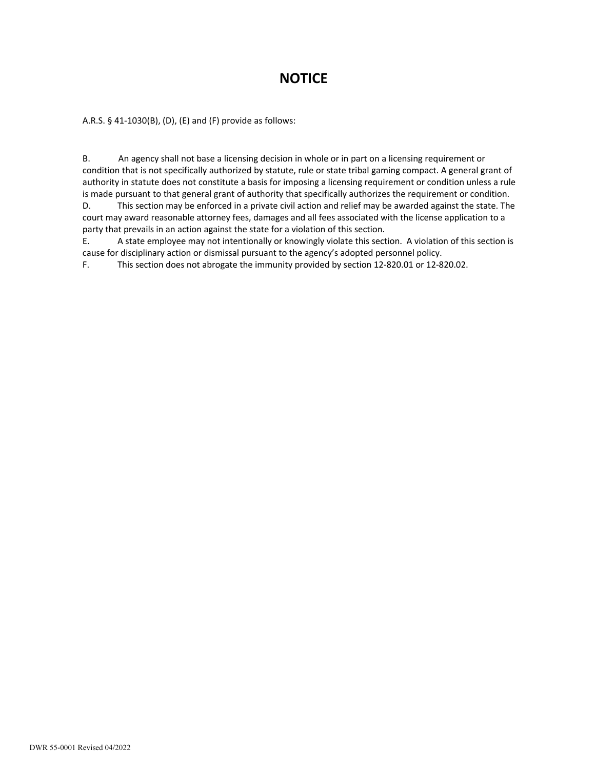# NOTICE

A.R.S. § 41-1030(B), (D), (E) and (F) provide as follows:

B. An agency shall not base a licensing decision in whole or in part on a licensing requirement or condition that is not specifically authorized by statute, rule or state tribal gaming compact. A general grant of authority in statute does not constitute a basis for imposing a licensing requirement or condition unless a rule is made pursuant to that general grant of authority that specifically authorizes the requirement or condition.

D. This section may be enforced in a private civil action and relief may be awarded against the state. The court may award reasonable attorney fees, damages and all fees associated with the license application to a party that prevails in an action against the state for a violation of this section.

E. A state employee may not intentionally or knowingly violate this section. A violation of this section is cause for disciplinary action or dismissal pursuant to the agency's adopted personnel policy.

F. This section does not abrogate the immunity provided by section 12-820.01 or 12-820.02.

DWR 55-0001 Revised 04/2022